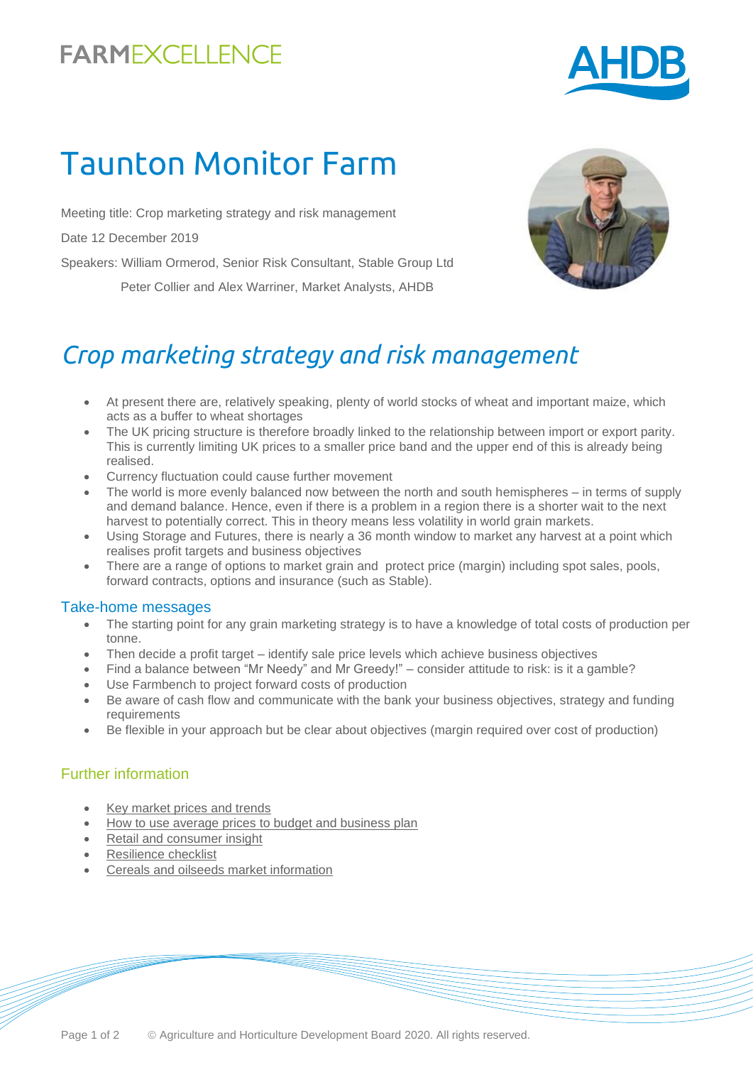FARMEXCELLENCE

AHDB

# Taunton Monitor Farm

Meeting title: Crop marketing strategy and risk management

Date 12 December 2019

Speakers: William Ormerod, Senior Risk Consultant, Stable Group Ltd

Peter Collier and Alex Warriner, Market Analysts, AHDB

## *Crop marketing strategy and risk management*

- At present there are, relatively speaking, plenty of world stocks of wheat and important maize, which acts as a buffer to wheat shortages
- The UK pricing structure is therefore broadly linked to the relationship between import or export parity. This is currently limiting UK prices to a smaller price band and the upper end of this is already being realised.
- Currency fluctuation could cause further movement
- The world is more evenly balanced now between the north and south hemispheres – in terms of supply and demand balance. Hence, even if there is a problem in a region there is a shorter wait to the next harvest to potentially correct. This in theory means less volatility in world grain markets.
- Using Storage and Futures, there is nearly a 36 month window to market any harvest at a point which realises profit targets and business objectives
- There are a range of options to market grain and protect price (margin) including spot sales, pools, forward contracts, options and insurance (such as Stable).

### Take-home messages

- The starting point for any grain marketing strategy is to have a knowledge of total costs of production per tonne.
- Then decide a profit target – identify sale price levels which achieve business objectives
- Find a balance between "Mr Needy" and Mr Greedy!" – consider attitude to risk: is it a gamble?
- Use Farmbench to project forward costs of production
- Be aware of cash flow and communicate with the bank your business objectives, strategy and funding requirements
- Be flexible in your approach but be clear about objectives (margin required over cost of production)

### Further information

- Key market prices and trends
- How to use average prices to budget and business plan
- Retail and consumer insight
- Resilience checklist
- Cereals and oilseeds market information

© Agriculture and Horticulture Development Board 2020. All rights reserved.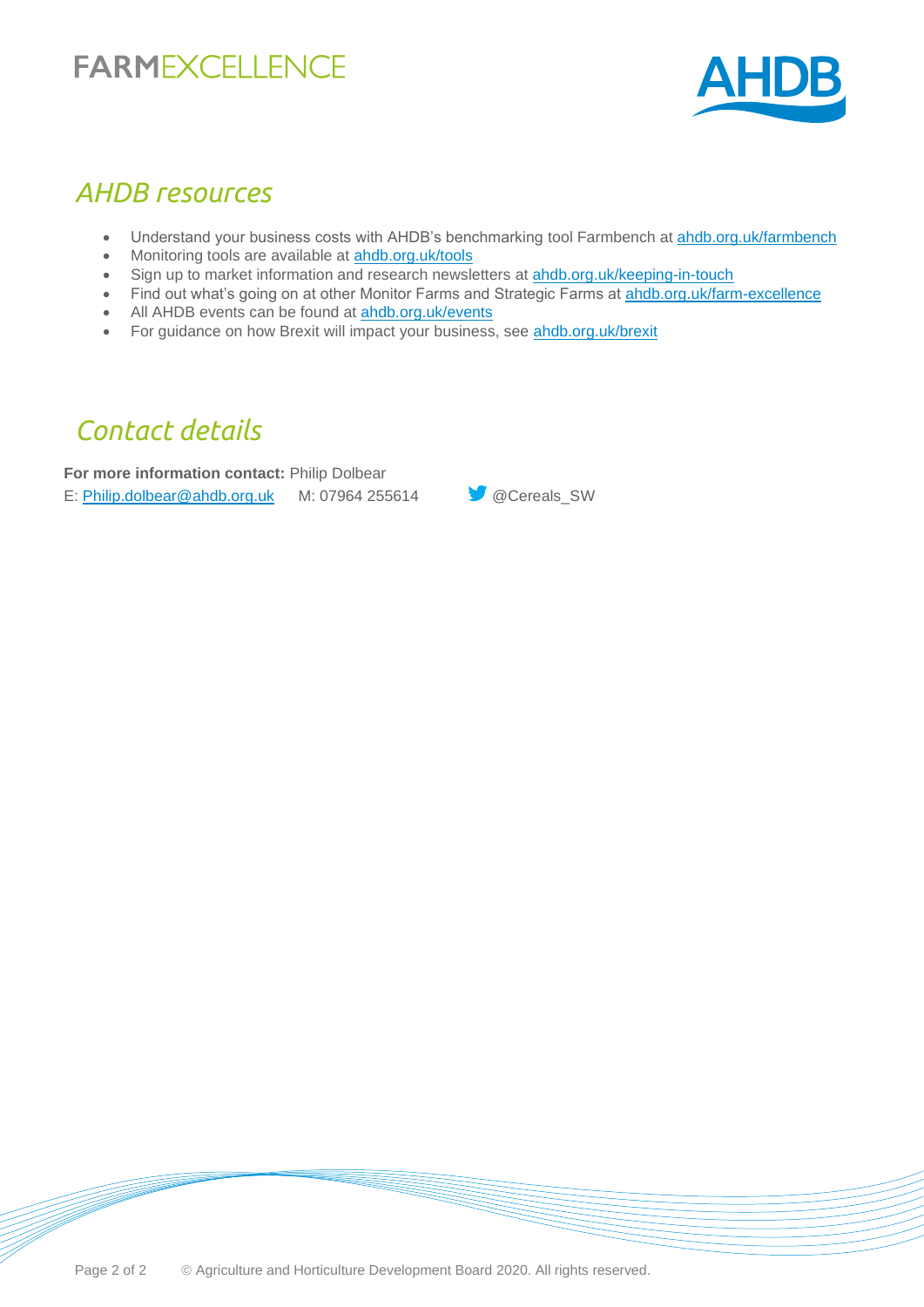## *AHDB resources*

- Understand your business costs with AHDB's benchmarking tool Farmbench at ahdb.org.uk/farmbench
- Monitoring tools are available at ahdb.org.uk/tools
- Sign up to market information and research newsletters at ahdb.org.uk/keeping-in-touch
- Find out what's going on at other Monitor Farms and Strategic Farms at ahdb.org.uk/farm-excellence
- All AHDB events can be found at ahdb.org.uk/events
- For guidance on how Brexit will impact your business, see ahdb.org.uk/brexit

## *Contact details*

**For more information contact:** Philip Dolbear
E: Philip.dolbear@ahdb.org.uk M: 07964 255614 @Cereals_SW

© Agriculture and Horticulture Development Board 2020. All rights reserved.